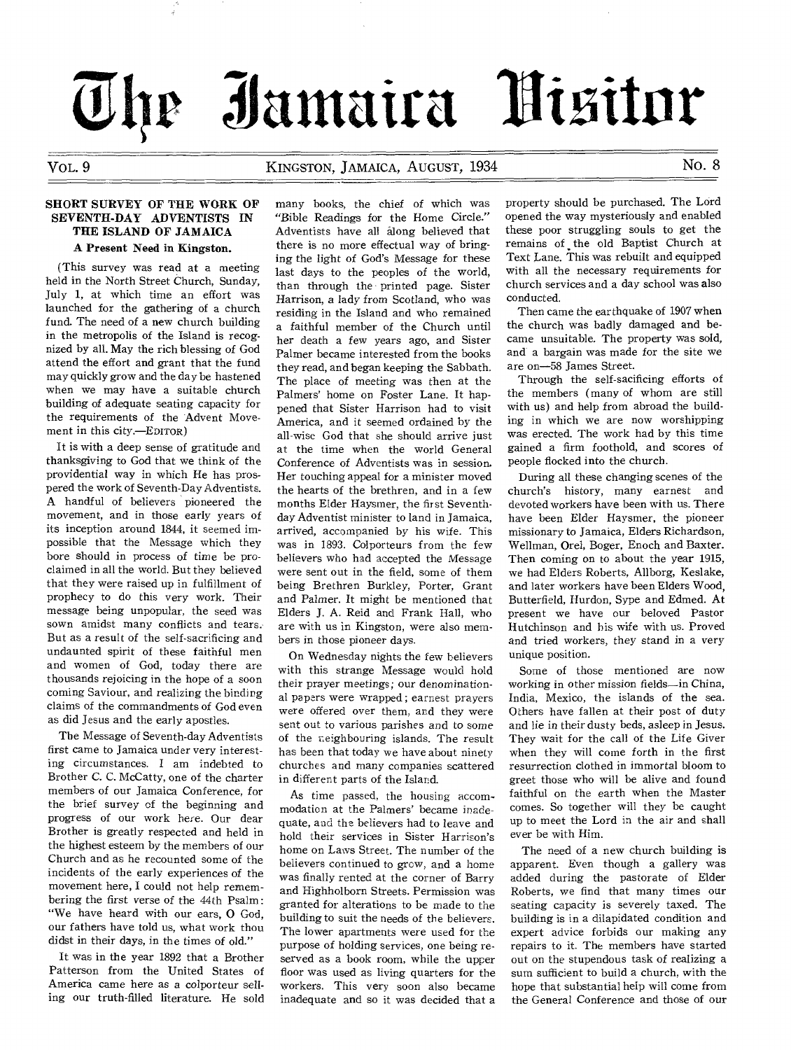# The Jamaica Visitor

VOL. 9 KINGSTON, JAMAICA, AUGUST, 1934 No. 8

## SHORT SURVEY OF THE WORK OF SEVENTH-DAY ADVENTISTS IN THE ISLAND OF JAMAICA

### A Present Need in Kingston.

(This survey was read at a meeting held in the North Street Church, Sunday, July 1, at which time an effort was launched for the gathering of a church fund. The need of a new church building in the metropolis of the Island is recognized by all. May the rich blessing of God attend the effort and grant that the fund may quickly grow and the day be hastened when we may have a suitable church building of adequate seating capacity for the requirements of the Advent Movement in this city.—EDITOR)

It is with a deep sense of gratitude and thanksgiving to God that we think of the providential way in which He has prospered the work of Seventh-Day Adventists. A handful of believers pioneered the movement, and in those early years of its inception around 1844, it seemed impossible that the Message which they bore should in process of time be proclaimed in all the world. But they believed that they were raised up in fulfillment of prophecy to do this very work. Their message being unpopular, the seed was sown amidst many conflicts and tears. But as a result of the self-sacrificing and undaunted spirit of these faithful men and women of God, today there are thousands rejoicing in the hope of a soon coming Saviour, and realizing the binding claims of the commandments of God even as did Jesus and the early apostles.

The Message of Seventh-day Adventists first came to Jamaica under very interesting circumstances. I am indebted to Brother C. C. McCatty, one of the charter members of our Jamaica Conference, for the brief survey of the beginning and progress of our work here. Our dear Brother is greatly respected and held in the highest esteem by the members of our Church and as he recounted some of the incidents of the early experiences of the movement here, I could not help remembering the first verse of the 44th Psalm: "We have heard with our ears, O God, our fathers have told us, what work thou didst in their days, in the times of old."

It was in the year 1892 that a Brother Patterson from the United States of America came here as a colporteur selling our truth-filled literature. He sold many books, the chief of which was "Bible Readings for the Home Circle." Adventists have all along believed that there is no more effectual way of bringing the light of God's Message for these last days to the peoples of the world, than through the printed page. Sister Harrison, a lady from Scotland, who was residing in the Island and who remained a faithful member of the Church until her death a few years ago, and Sister Palmer became interested from the books they read, and began keeping the Sabbath. The place of meeting was then at the Palmers' home on Foster Lane. It happened that Sister Harrison had to visit America, and it seemed ordained by the all-wise God that she should arrive just at the time when the world General Conference of Adventists was in session. Her touching appeal for a minister moved the hearts of the brethren, and in a few months Elder Haysmer, the first Seventh-day Adventist minister to land in Jamaica, arrived, accompanied by his wife. This was in 1893. Colporteurs from the few believers who had accepted the Message were sent out in the field, some of them being Brethren Burkley, Porter, Grant and Palmer. It might be mentioned that Elders J. A. Reid and Frank Hall, who are with us in Kingston, were also members in those pioneer days.

On Wednesday nights the few believers with this strange Message would hold their prayer meetings; our denominational papers were wrapped; earnest prayers were offered over them, and they were sent out to various parishes and to some of the neighbouring islands. The result has been that today we have about ninety churches and many companies scattered in different parts of the Island.

As time passed, the housing accommodation at the Palmers' became inadequate, and the believers had to leave and hold their services in Sister Harrison's home on Laws Street. The number of the believers continued to grow, and a home was finally rented at the corner of Barry and Highholborn Streets. Permission was granted for alterations to be made to the building to suit the needs of the believers. The lower apartments were used for the purpose of holding services, one being reserved as a book room, while the upper floor was used as living quarters for the workers. This very soon also became inadequate and so it was decided that a property should be purchased. The Lord opened the way mysteriously and enabled these poor struggling souls to get the remains of the old Baptist Church at Text Lane. This was rebuilt and equipped with all the necessary requirements for church services and a day school was also conducted.

Then came the earthquake of 1907 when the church was badly damaged and became unsuitable. The property was sold, and a bargain was made for the site we are on—58 James Street.

Through the self-sacrificing efforts of the members (many of whom are still with us) and help from abroad the building in which we are now worshipping was erected. The work had by this time gained a firm foothold, and scores of people flocked into the church.

During all these changing scenes of the church's history, many earnest and devoted workers have been with us. There have been Elder Haysmer, the pioneer missionary to Jamaica, Elders Richardson, Wellman, Orel, Boger, Enoch and Baxter. Then coming on to about the year 1915, we had Elders Roberts, Allborg, Keslake, and later workers have been Elders Wood, Butterfield, Hurdon, Sype and Edmed. At present we have our beloved Pastor Hutchinson and his wife with us. Proved and tried workers, they stand in a very unique position.

Some of those mentioned are now working in other mission fields—in China, India, Mexico, the islands of the sea. Others have fallen at their post of duty and lie in their dusty beds, asleep in Jesus. They wait for the call of the Life Giver when they will come forth in the first resurrection clothed in immortal bloom to greet those who will be alive and found faithful on the earth when the Master comes. So together will they be caught up to meet the Lord in the air and shall ever be with Him.

The need of a new church building is apparent. Even though a gallery was added during the pastorate of Elder Roberts, we find that many times our seating capacity is severely taxed. The building is in a dilapidated condition and expert advice forbids our making any repairs to it. The members have started out on the stupendous task of realizing a sum sufficient to build a church, with the hope that substantial help will come from the General Conference and those of our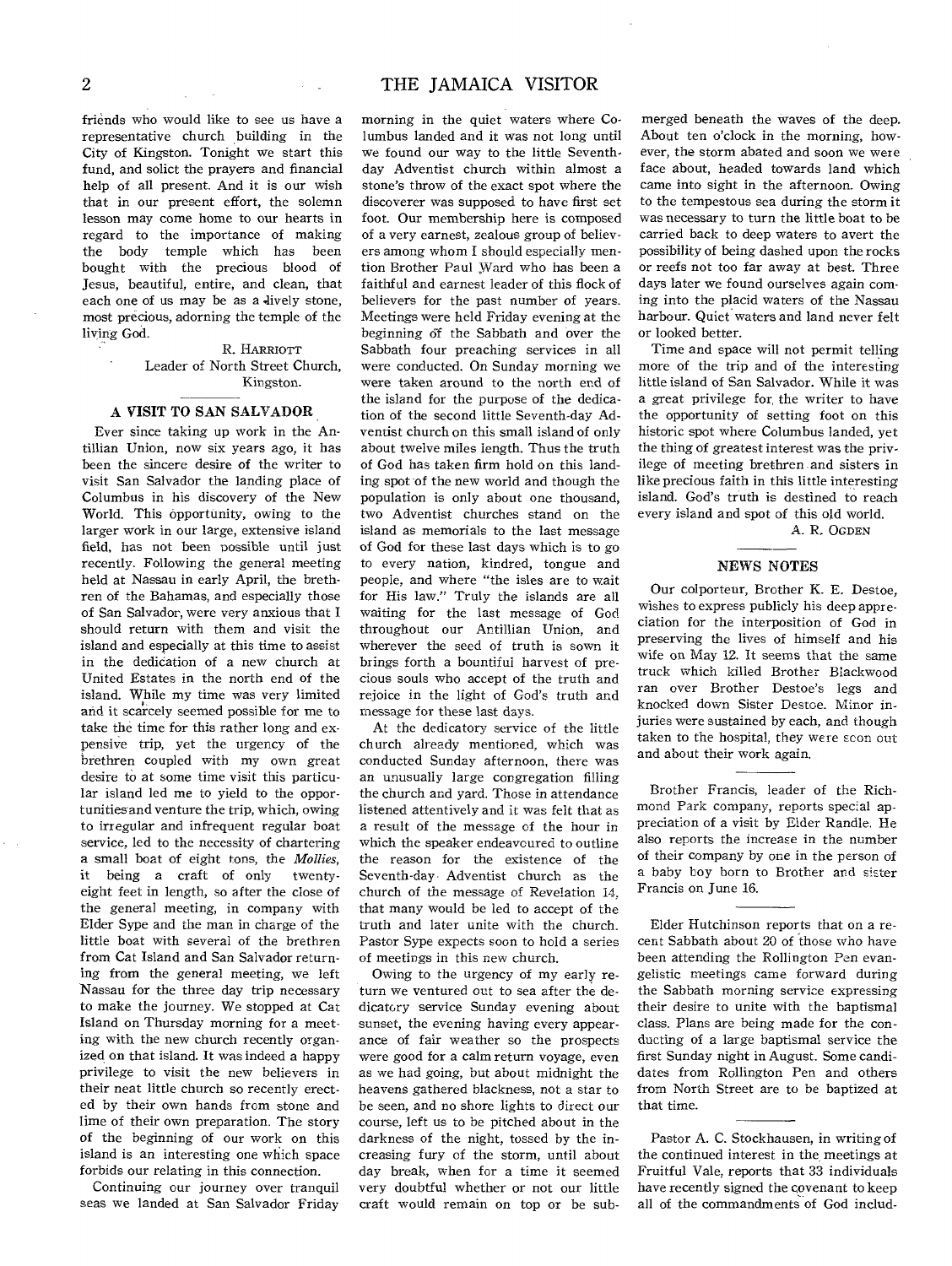friends who would like to see us have a representative church building in the City of Kingston. Tonight we start this fund, and solict the prayers and financial help of all present. And it is our wish that in our present effort, the solemn lesson may come home to our hearts in regard to the importance of making the body temple which has been bought with the precious blood of Jesus, beautiful, entire, and clean, that each one of us may be as a lively stone, most precious, adorning the temple of the living God.

R. HARRIOTT
Leader of North Street Church, Kingston.

## A VISIT TO SAN SALVADOR

Ever since taking up work in the Antillian Union, now six years ago, it has been the sincere desire of the writer to visit San Salvador the landing place of Columbus in his discovery of the New World. This opportunity, owing to the larger work in our large, extensive island field, has not been possible until just recently. Following the general meeting held at Nassau in early April, the brethren of the Bahamas, and especially those of San Salvador, were very anxious that I should return with them and visit the island and especially at this time to assist in the dedication of a new church at United Estates in the north end of the island. While my time was very limited and it scarcely seemed possible for me to take the time for this rather long and expensive trip, yet the urgency of the brethren coupled with my own great desire to at some time visit this particular island led me to yield to the opportunities and venture the trip, which, owing to irregular and infrequent regular boat service, led to the necessity of chartering a small boat of eight tons, the *Mollies*, it being a craft of only twenty-eight feet in length, so after the close of the general meeting, in company with Elder Sype and the man in charge of the little boat with several of the brethren from Cat Island and San Salvador returning from the general meeting, we left Nassau for the three day trip necessary to make the journey. We stopped at Cat Island on Thursday morning for a meeting with the new church recently organized on that island. It was indeed a happy privilege to visit the new believers in their neat little church so recently erected by their own hands from stone and lime of their own preparation. The story of the beginning of our work on this island is an interesting one which space forbids our relating in this connection.

Continuing our journey over tranquil seas we landed at San Salvador Friday morning in the quiet waters where Columbus landed and it was not long until we found our way to the little Seventh-day Adventist church within almost a stone's throw of the exact spot where the discoverer was supposed to have first set foot. Our membership here is composed of a very earnest, zealous group of believers among whom I should especially mention Brother Paul Ward who has been a faithful and earnest leader of this flock of believers for the past number of years. Meetings were held Friday evening at the beginning of the Sabbath and over the Sabbath four preaching services in all were conducted. On Sunday morning we were taken around to the north end of the island for the purpose of the dedication of the second little Seventh-day Adventist church on this small island of only about twelve miles length. Thus the truth of God has taken firm hold on this landing spot of the new world and though the population is only about one thousand, two Adventist churches stand on the island as memorials to the last message of God for these last days which is to go to every nation, kindred, tongue and people, and where "the isles are to wait for His law." Truly the islands are all waiting for the last message of God throughout our Antillian Union, and wherever the seed of truth is sown it brings forth a bountiful harvest of precious souls who accept of the truth and rejoice in the light of God's truth and message for these last days.

At the dedicatory service of the little church already mentioned, which was conducted Sunday afternoon, there was an unusually large congregation filling the church and yard. Those in attendance listened attentively and it was felt that as a result of the message of the hour in which the speaker endeavoured to outline the reason for the existence of the Seventh-day Adventist church as the church of the message of Revelation 14, that many would be led to accept of the truth and later unite with the church. Pastor Sype expects soon to hold a series of meetings in this new church.

Owing to the urgency of my early return we ventured out to sea after the dedicatory service Sunday evening about sunset, the evening having every appearance of fair weather so the prospects were good for a calm return voyage, even as we had going, but about midnight the heavens gathered blackness, not a star to be seen, and no shore lights to direct our course, left us to be pitched about in the darkness of the night, tossed by the increasing fury of the storm, until about day break, when for a time it seemed very doubtful whether or not our little craft would remain on top or be submerged beneath the waves of the deep. About ten o'clock in the morning, however, the storm abated and soon we were face about, headed towards land which came into sight in the afternoon. Owing to the tempestous sea during the storm it was necessary to turn the little boat to be carried back to deep waters to avert the possibility of being dashed upon the rocks or reefs not too far away at best. Three days later we found ourselves again coming into the placid waters of the Nassau harbour. Quiet waters and land never felt or looked better.

Time and space will not permit telling more of the trip and of the interesting little island of San Salvador. While it was a great privilege for the writer to have the opportunity of setting foot on this historic spot where Columbus landed, yet the thing of greatest interest was the privilege of meeting brethren and sisters in like precious faith in this little interesting island. God's truth is destined to reach every island and spot of this old world.

A. R. OGDEN

## NEWS NOTES

Our colporteur, Brother K. E. Destoe, wishes to express publicly his deep appreciation for the interposition of God in preserving the lives of himself and his wife on May 12. It seems that the same truck which killed Brother Blackwood ran over Brother Destoe's legs and knocked down Sister Destoe. Minor injuries were sustained by each, and though taken to the hospital, they were soon out and about their work again.

Brother Francis, leader of the Richmond Park company, reports special appreciation of a visit by Elder Randle. He also reports the increase in the number of their company by one in the person of a baby boy born to Brother and sister Francis on June 16.

Elder Hutchinson reports that on a recent Sabbath about 20 of those who have been attending the Rollington Pen evangelistic meetings came forward during the Sabbath morning service expressing their desire to unite with the baptismal class. Plans are being made for the conducting of a large baptismal service the first Sunday night in August. Some candidates from Rollington Pen and others from North Street are to be baptized at that time.

Pastor A. C. Stockhausen, in writing of the continued interest in the meetings at Fruitful Vale, reports that 33 individuals have recently signed the covenant to keep all of the commandments of God includ-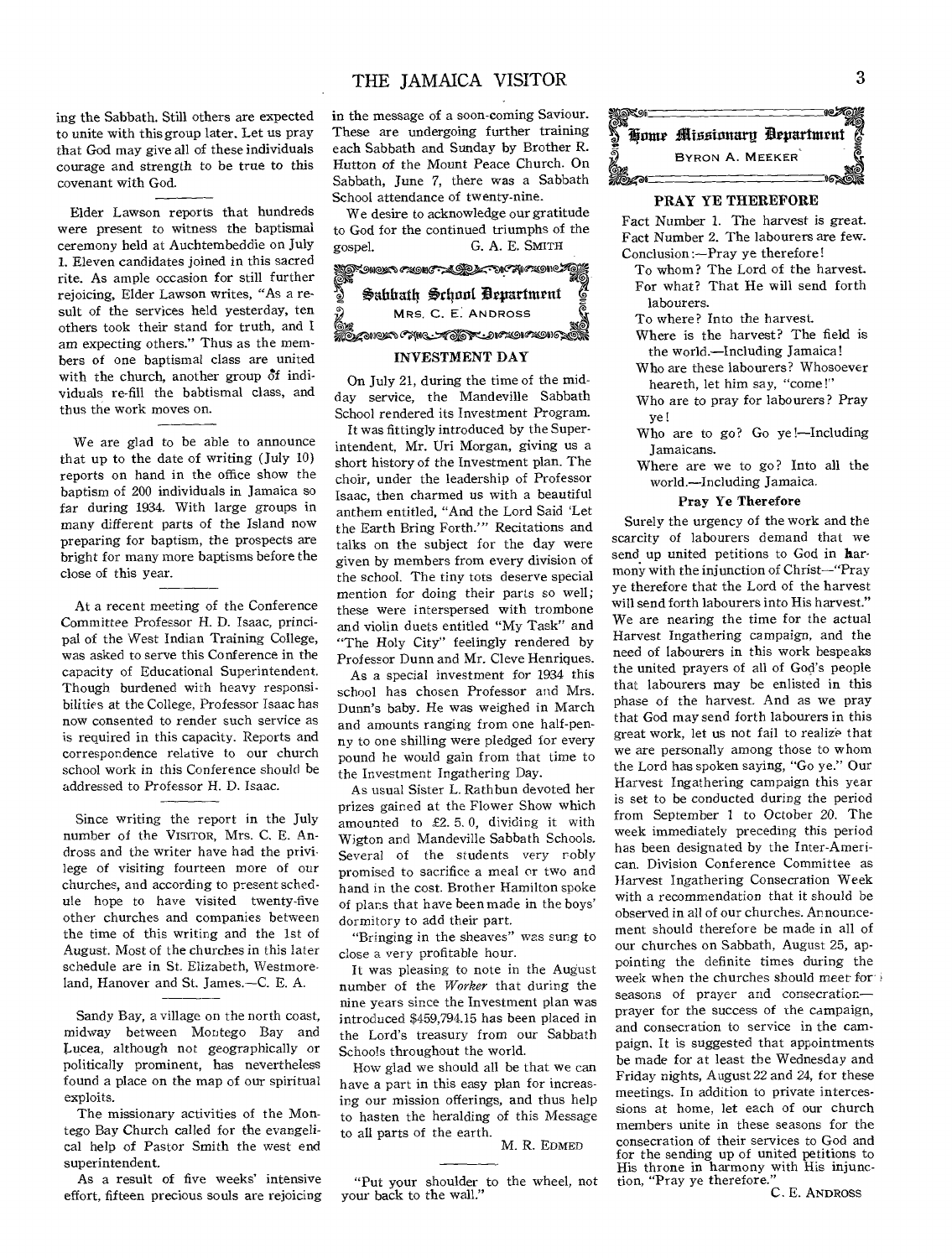ing the Sabbath. Still others are expected to unite with this group later. Let us pray that God may give all of these individuals courage and strength to be true to this covenant with God.

Elder Lawson reports that hundreds were present to witness the baptismal ceremony held at Auchtembeddie on July 1. Eleven candidates joined in this sacred rite. As ample occasion for still further rejoicing, Elder Lawson writes, "As a result of the services held yesterday, ten others took their stand for truth, and I am expecting others." Thus as the members of one baptismal class are united with the church, another group of individuals re-fill the babtismal class, and thus the work moves on.

We are glad to be able to announce that up to the date of writing (July 10) reports on hand in the office show the baptism of 200 individuals in Jamaica so far during 1934. With large groups in many different parts of the Island now preparing for baptism, the prospects are bright for many more baptisms before the close of this year.

At a recent meeting of the Conference Committee Professor H. D. Isaac, principal of the West Indian Training College, was asked to serve this Conference in the capacity of Educational Superintendent. Though burdened with heavy responsibilities at the College, Professor Isaac has now consented to render such service as is required in this capacity. Reports and correspondence relative to our church school work in this Conference should be addressed to Professor H. D. Isaac.

Since writing the report in the July number of the VISITOR, Mrs. C. E. Andross and the writer have had the privilege of visiting fourteen more of our churches, and according to present schedule hope to have visited twenty-five other churches and companies between the time of this writing and the 1st of August. Most of the churches in this later schedule are in St. Elizabeth, Westmoreland, Hanover and St. James.—C. E. A.

Sandy Bay, a village on the north coast, midway between Montego Bay and Lucea, although not geographically or politically prominent, has nevertheless found a place on the map of our spiritual exploits.

The missionary activities of the Montego Bay Church called for the evangelical help of Pastor Smith the west end superintendent.

As a result of five weeks' intensive effort, fifteen precious souls are rejoicing in the message of a soon-coming Saviour. These are undergoing further training each Sabbath and Sunday by Brother R. Hutton of the Mount Peace Church. On Sabbath, June 7, there was a Sabbath School attendance of twenty-nine.

We desire to acknowledge our gratitude to God for the continued triumphs of the gospel.

G. A. E. SMITH

## Sabbath School Department

MRS. C. E. ANDROSS

### INVESTMENT DAY

On July 21, during the time of the midday service, the Mandeville Sabbath School rendered its Investment Program.

It was fittingly introduced by the Superintendent, Mr. Uri Morgan, giving us a short history of the Investment plan. The choir, under the leadership of Professor Isaac, then charmed us with a beautiful anthem entitled, "And the Lord Said 'Let the Earth Bring Forth.'" Recitations and talks on the subject for the day were given by members from every division of the school. The tiny tots deserve special mention for doing their parts so well; these were interspersed with trombone and violin duets entitled "My Task" and "The Holy City" feelingly rendered by Professor Dunn and Mr. Cleve Henriques.

As a special investment for 1934 this school has chosen Professor and Mrs. Dunn's baby. He was weighed in March and amounts ranging from one half-penny to one shilling were pledged for every pound he would gain from that time to the Investment Ingathering Day.

As usual Sister L. Rathbun devoted her prizes gained at the Flower Show which amounted to £2. 5. 0, dividing it with Wigton and Mandeville Sabbath Schools. Several of the students very nobly promised to sacrifice a meal or two and hand in the cost. Brother Hamilton spoke of plans that have been made in the boys' dormitory to add their part.

"Bringing in the sheaves" was sung to close a very profitable hour.

It was pleasing to note in the August number of the *Worker* that during the nine years since the Investment plan was introduced $459,794.15 has been placed in the Lord's treasury from our Sabbath Schools throughout the world.

How glad we should all be that we can have a part in this easy plan for increasing our mission offerings, and thus help to hasten the heralding of this Message to all parts of the earth.

M. R. EDMED

"Put your shoulder to the wheel, not your back to the wall."

## Home Missionary Department

BYRON A. MEEKER

### PRAY YE THEREFORE

Fact Number 1. The harvest is great.
Fact Number 2. The labourers are few.
Conclusion:—Pray ye therefore!

- To whom? The Lord of the harvest.
- For what? That He will send forth labourers.
- To where? Into the harvest.
- Where is the harvest? The field is the world.—Including Jamaica!
- Who are these labourers? Whosoever heareth, let him say, "come!"
- Who are to pray for labourers? Pray ye!
- Who are to go? Go ye!—Including Jamaicans.
- Where are we to go? Into all the world.—Including Jamaica.

#### Pray Ye Therefore

Surely the urgency of the work and the scarcity of labourers demand that we send up united petitions to God in harmony with the injunction of Christ—"Pray ye therefore that the Lord of the harvest will send forth labourers into His harvest." We are nearing the time for the actual Harvest Ingathering campaign, and the need of labourers in this work bespeaks the united prayers of all of God's people that labourers may be enlisted in this phase of the harvest. And as we pray that God may send forth labourers in this great work, let us not fail to realize that we are personally among those to whom the Lord has spoken saying, "Go ye." Our Harvest Ingathering campaign this year is set to be conducted during the period from September 1 to October 20. The week immediately preceding this period has been designated by the Inter-American Division Conference Committee as Harvest Ingathering Consecration Week with a recommendation that it should be observed in all of our churches. Announcement should therefore be made in all of our churches on Sabbath, August 25, appointing the definite times during the week when the churches should meet for seasons of prayer and consecration—prayer for the success of the campaign, and consecration to service in the campaign. It is suggested that appointments be made for at least the Wednesday and Friday nights, August 22 and 24, for these meetings. In addition to private intercessions at home, let each of our church members unite in these seasons for the consecration of their services to God and for the sending up of united petitions to His throne in harmony with His injunction, "Pray ye therefore."

C. E. ANDROSS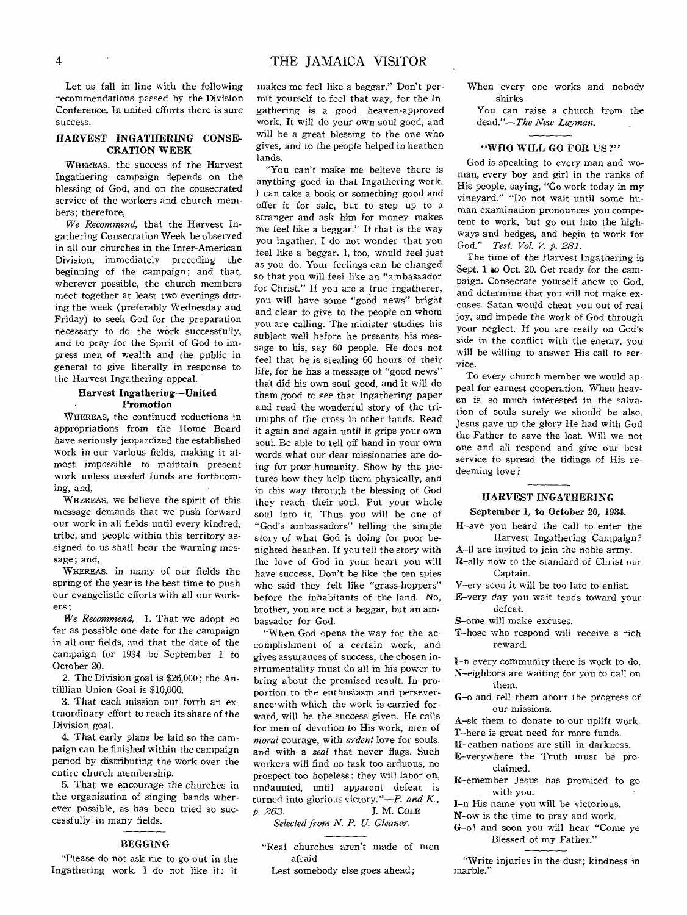Let us fall in line with the following recommendations passed by the Division Conference. In united efforts there is sure success.

## HARVEST INGATHERING CONSECRATION WEEK

WHEREAS, the success of the Harvest Ingathering campaign depends on the blessing of God, and on the consecrated service of the workers and church members; therefore,

*We Recommend,* that the Harvest Ingathering Consecration Week be observed in all our churches in the Inter-American Division, immediately preceding the beginning of the campaign; and that, wherever possible, the church members meet together at least two evenings during the week (preferably Wednesday and Friday) to seek God for the preparation necessary to do the work successfully, and to pray for the Spirit of God to impress men of wealth and the public in general to give liberally in response to the Harvest Ingathering appeal.

### Harvest Ingathering—United Promotion

WHEREAS, the continued reductions in appropriations from the Home Board have seriously jeopardized the established work in our various fields, making it almost impossible to maintain present work unless needed funds are forthcoming, and,

WHEREAS, we believe the spirit of this message demands that we push forward our work in all fields until every kindred, tribe, and people within this territory assigned to us shall hear the warning message; and,

WHEREAS, in many of our fields the spring of the year is the best time to push our evangelistic efforts with all our workers;

*We Recommend,* 1. That we adopt so far as possible one date for the campaign in all our fields, and that the date of the campaign for 1934 be September 1 to October 20.

2. The Division goal is $26,000; the Antilllian Union Goal is $10,000.

3. That each mission put forth an extraordinary effort to reach its share of the Division goal.

4. That early plans be laid so the campaign can be finished within the campaign period by distributing the work over the entire church membership.

5. That we encourage the churches in the organization of singing bands wherever possible, as has been tried so successfully in many fields.

## BEGGING

"Please do not ask me to go out in the Ingathering work. I do not like it: it makes me feel like a beggar." Don't permit yourself to feel that way, for the Ingathering is a good, heaven-approved work. It will do your own soul good, and will be a great blessing to the one who gives, and to the people helped in heathen lands.

"You can't make me believe there is anything good in that Ingathering work. I can take a book or something good and offer it for sale, but to step up to a stranger and ask him for money makes me feel like a beggar." If that is the way you ingather, I do not wonder that you feel like a beggar. I, too, would feel just as you do. Your feelings can be changed so that you will feel like an "ambassador for Christ." If you are a true ingatherer, you will have some "good news" bright and clear to give to the people on whom you are calling. The minister studies his subject well before he presents his message to his, say 60 people. He does not feel that he is stealing 60 hours of their life, for he has a message of "good news" that did his own soul good, and it will do them good to see that Ingathering paper and read the wonderful story of the triumphs of the cross in other lands. Read it again and again until it grips your own soul. Be able to tell off hand in your own words what our dear missionaries are doing for poor humanity. Show by the pictures how they help them physically, and in this way through the blessing of God they reach their soul. Put your whole soul into it. Thus you will be one of "God's ambassadors" telling the simple story of what God is doing for poor benighted heathen. If you tell the story with the love of God in your heart you will have success. Don't be like the ten spies who said they felt like "grass-hoppers" before the inhabitants of the land. No, brother, you are not a beggar, but an ambassador for God.

"When God opens the way for the accomplishment of a certain work, and gives assurances of success, the chosen instrumentality must do all in his power to bring about the promised result. In proportion to the enthusiasm and perseverance with which the work is carried forward, will be the success given. He calls for men of devotion to His work, men of *moral* courage, with *ardent* love for souls, and with a *zeal* that never flags. Such workers will find no task too arduous, no prospect too hopeless: they will labor on, undaunted, until apparent defeat is turned into glorious victory."—*P. and K., p. 263.* J. M. COLE

*Selected from N. P. U. Gleaner.*

"Real churches aren't made of men afraid
Lest somebody else goes ahead;
When every one works and nobody shirks
You can raise a church from the dead."—*The New Layman.*

## "WHO WILL GO FOR US?"

God is speaking to every man and woman, every boy and girl in the ranks of His people, saying, "Go work today in my vineyard." "Do not wait until some human examination pronounces you competent to work, but go out into the highways and hedges, and begin to work for God." *Test. Vol. 7, p. 281.*

The time of the Harvest Ingathering is Sept. 1 to Oct. 20. Get ready for the campaign. Consecrate yourself anew to God, and determine that you will not make excuses. Satan would cheat you out of real joy, and impede the work of God through your neglect. If you are really on God's side in the conflict with the enemy, you will be willing to answer His call to service.

To every church member we would appeal for earnest cooperation. When heaven is so much interested in the salvation of souls surely we should be also. Jesus gave up the glory He had with God the Father to save the lost. Will we not one and all respond and give our best service to spread the tidings of His redeeming love?

## HARVEST INGATHERING

**September 1, to October 20, 1934.**

H–ave you heard the call to enter the Harvest Ingathering Campaign?
A–ll are invited to join the noble army.
R–ally now to the standard of Christ our Captain.
V–ery soon it will be too late to enlist.
E–very day you wait tends toward your defeat.
S–ome will make excuses.
T–hose who respond will receive a rich reward.

I–n every community there is work to do.
N–eighbors are waiting for you to call on them.
G–o and tell them about the progress of our missions.
A–sk them to donate to our uplift work.
T–here is great need for more funds.
H–eathen nations are still in darkness.
E–verywhere the Truth must be proclaimed.
R–emember Jesus has promised to go with you.
I–n His name you will be victorious.
N–ow is the time to pray and work.
G–o! and soon you will hear "Come ye Blessed of my Father."

"Write injuries in the dust; kindness in marble."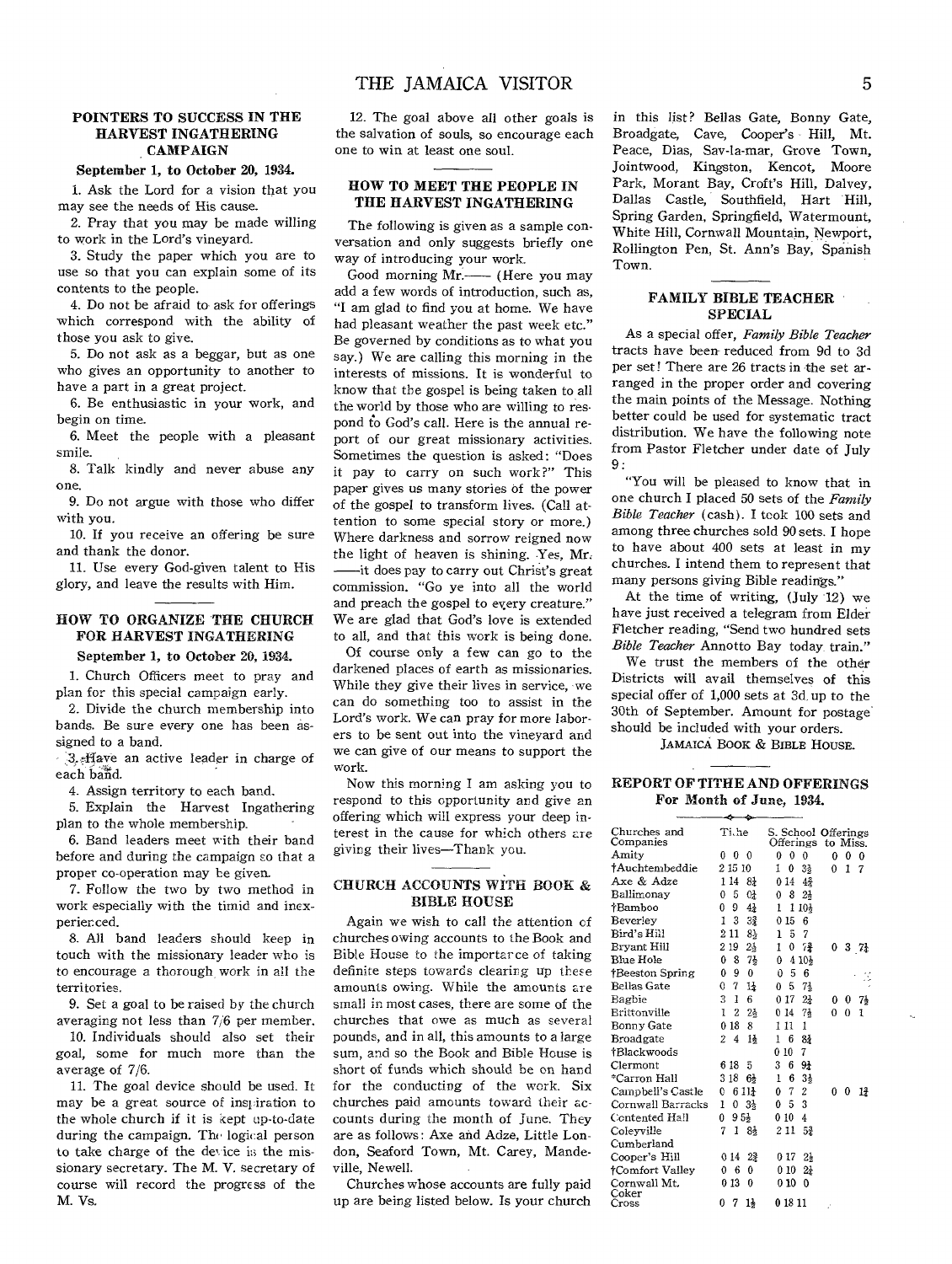## POINTERS TO SUCCESS IN THE HARVEST INGATHERING CAMPAIGN

**September 1, to October 20, 1934.**

1. Ask the Lord for a vision that you may see the needs of His cause.
2. Pray that you may be made willing to work in the Lord's vineyard.
3. Study the paper which you are to use so that you can explain some of its contents to the people.
4. Do not be afraid to ask for offerings which correspond with the ability of those you ask to give.
5. Do not ask as a beggar, but as one who gives an opportunity to another to have a part in a great project.
6. Be enthusiastic in your work, and begin on time.
6. Meet the people with a pleasant smile.
8. Talk kindly and never abuse any one.
9. Do not argue with those who differ with you.
10. If you receive an offering be sure and thank the donor.
11. Use every God-given talent to His glory, and leave the results with Him.

## HOW TO ORGANIZE THE CHURCH FOR HARVEST INGATHERING

**September 1, to October 20, 1934.**

1. Church Officers meet to pray and plan for this special campaign early.
2. Divide the church membership into bands. Be sure every one has been assigned to a band.
3. Have an active leader in charge of each band.
4. Assign territory to each band.
5. Explain the Harvest Ingathering plan to the whole membership.
6. Band leaders meet with their band before and during the campaign so that a proper co-operation may be given.
7. Follow the two by two method in work especially with the timid and inexperienced.
8. All band leaders should keep in touch with the missionary leader who is to encourage a thorough work in all the territories.
9. Set a goal to be raised by the church averaging not less than 7/6 per member.
10. Individuals should also set their goal, some for much more than the average of 7/6.
11. The goal device should be used. It may be a great source of inspiration to the whole church if it is kept up-to-date during the campaign. The logical person to take charge of the device is the missionary secretary. The M. V. secretary of course will record the progress of the M. Vs.
12. The goal above all other goals is the salvation of souls, so encourage each one to win at least one soul.

## HOW TO MEET THE PEOPLE IN THE HARVEST INGATHERING

The following is given as a sample conversation and only suggests briefly one way of introducing your work.

Good morning Mr.—— (Here you may add a few words of introduction, such as, "I am glad to find you at home. We have had pleasant weather the past week etc." Be governed by conditions as to what you say.) We are calling this morning in the interests of missions. It is wonderful to know that the gospel is being taken to all the world by those who are willing to respond to God's call. Here is the annual report of our great missionary activities. Sometimes the question is asked: "Does it pay to carry on such work?" This paper gives us many stories of the power of the gospel to transform lives. (Call attention to some special story or more.) Where darkness and sorrow reigned now the light of heaven is shining. Yes, Mr. ——it does pay to carry out Christ's great commission. "Go ye into all the world and preach the gospel to every creature." We are glad that God's love is extended to all, and that this work is being done.

Of course only a few can go to the darkened places of earth as missionaries. While they give their lives in service, we can do something too to assist in the Lord's work. We can pray for more laborers to be sent out into the vineyard and we can give of our means to support the work.

Now this morning I am asking you to respond to this opportunity and give an offering which will express your deep interest in the cause for which others are giving their lives—Thank you.

## CHURCH ACCOUNTS WITH BOOK & BIBLE HOUSE

Again we wish to call the attention of churches owing accounts to the Book and Bible House to the importance of taking definite steps towards clearing up these amounts owing. While the amounts are small in most cases, there are some of the churches that owe as much as several pounds, and in all, this amounts to a large sum, and so the Book and Bible House is short of funds which should be on hand for the conducting of the work. Six churches paid amounts toward their accounts during the month of June. They are as follows: Axe and Adze, Little London, Seaford Town, Mt. Carey, Mandeville, Newell.

Churches whose accounts are fully paid up are being listed below. Is your church in this list? Bellas Gate, Bonny Gate, Broadgate, Cave, Cooper's Hill, Mt. Peace, Dias, Sav-la-mar, Grove Town, Jointwood, Kingston, Kencot, Moore Park, Morant Bay, Croft's Hill, Dalvey, Dallas Castle, Southfield, Hart Hill, Spring Garden, Springfield, Watermount, White Hill, Cornwall Mountain, Newport, Rollington Pen, St. Ann's Bay, Spanish Town.

## FAMILY BIBLE TEACHER SPECIAL

As a special offer, *Family Bible Teacher* tracts have been reduced from 9d to 3d per set! There are 26 tracts in the set arranged in the proper order and covering the main points of the Message. Nothing better could be used for systematic tract distribution. We have the following note from Pastor Fletcher under date of July 9:

"You will be pleased to know that in one church I placed 50 sets of the *Family Bible Teacher* (cash). I took 100 sets and among three churches sold 90 sets. I hope to have about 400 sets at least in my churches. I intend them to represent that many persons giving Bible readings."

At the time of writing, (July 12) we have just received a telegram from Elder Fletcher reading, "Send two hundred sets *Bible Teacher* Annotto Bay today train."

We trust the members of the other Districts will avail themselves of this special offer of 1,000 sets at 3d up to the 30th of September. Amount for postage should be included with your orders.

JAMAICA BOOK & BIBLE HOUSE.

## REPORT OF TITHE AND OFFERINGS For Month of June, 1934.

| Churches and Companies | Tithe | S. School Offerings | Offerings to Miss. |
|---|---|---|---|
| Amity | 0 0 0 | 0 0 0 | 0 0 0 |
| †Auchtembeddie | 2 15 10 | 1 0 3½ | 0 1 7 |
| Axe & Adze | 1 14 8¼ | 0 14 4¾ | |
| Ballimonay | 0 5 0¼ | 0 8 2½ | |
| †Bamboo | 0 9 4½ | 1 1 10½ | |
| Beverley | 1 3 3¾ | 0 15 6 | |
| Bird's Hill | 2 11 8½ | 1 5 7 | |
| Bryant Hill | 2 19 2½ | 1 0 7¾ | 0 3 7¼ |
| Blue Hole | 0 8 7½ | 0 4 10½ | |
| †Beeston Spring | 0 9 0 | 0 5 6 | |
| Bellas Gate | 0 7 1¼ | 0 5 7½ | |
| Bagbie | 3 1 6 | 0 17 2½ | 0 0 7½ |
| Brittonville | 1 2 2½ | 0 14 7½ | 0 0 1 |
| Bonny Gate | 0 18 8 | 1 11 1 | |
| Broadgate | 2 4 1½ | 1 6 8¾ | |
| †Blackwoods | | 0 10 7 | |
| Clermont | 6 18 5 | 3 6 9¼ | |
| *Carron Hall | 3 18 6½ | 1 6 3½ | |
| Campbell's Castle | 0 6 11¼ | 0 7 2 | 0 0 1¾ |
| Cornwall Barracks | 1 0 3½ | 0 5 3 | |
| Contented Hall | 0 9 5½ | 0 10 4 | |
| Coleyville | 7 1 8½ | 2 11 5¾ | |
| Cumberland | | | |
| Cooper's Hill | 0 14 2¾ | 0 17 2½ | |
| †Comfort Valley | 0 6 0 | 0 10 2½ | |
| Cornwall Mt. | 0 13 0 | 0 10 0 | |
| Coker | | | |
| Cross | 0 7 1½ | 0 18 11 | |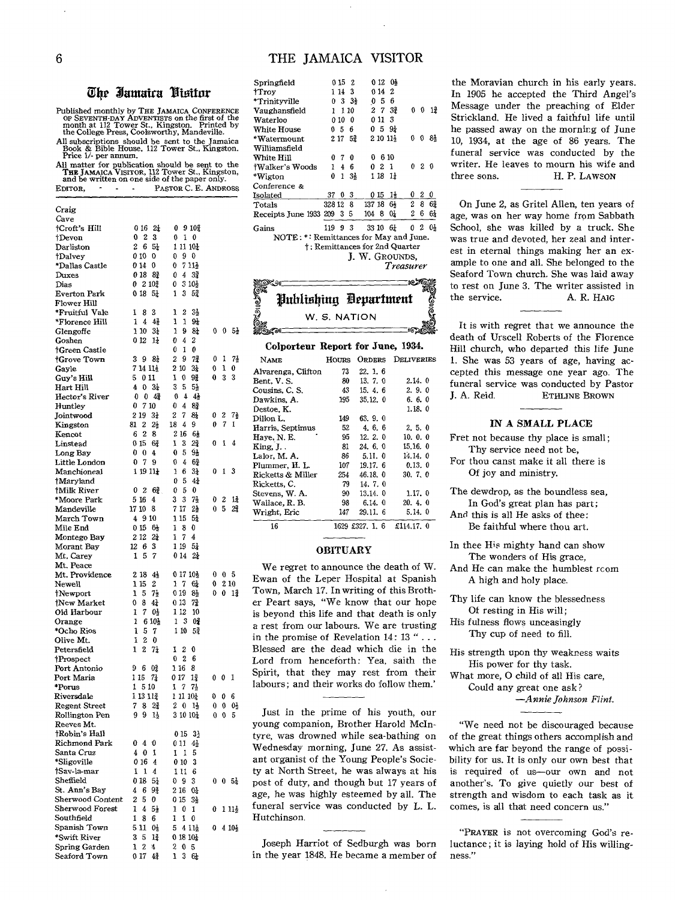# The Jamaica Visitor

Published monthly by THE JAMAICA CONFERENCE OF SEVENTH-DAY ADVENTISTS on the first of the month at 112 Tower St., Kingston. Printed by the College Press, Coolsworthy, Mandeville.

All subscriptions should be sent to the Jamaica Book & Bible House, 112 Tower St., Kingston. Price 1/- per annum.

All matter for publication should be sent to the THE JAMAICA VISITOR, 112 Tower St., Kingston, and be written on one side of the paper only.

EDITOR, - - - PASTOR C. E. ANDROSS

| | | | |
|---|---|---|---|
| Craig | | | |
| Cave | | | |
| †Croft's Hill | 0 16 2¼ | 0 9 10¾ | |
| †Devon | 0 2 3 | 0 1 0 | |
| Darliston | 2 6 5½ | 1 11 10½ | |
| †Dalvey | 0 10 0 | 0 9 0 | |
| *Dallas Castle | 0 14 0 | 0 7 11½ | |
| Duxes | 0 18 8¾ | 0 4 3¾ | |
| Dias | 0 2 10¾ | 0 3 10½ | |
| Everton Park | 0 18 5¼ | 1 3 5¾ | |
| Flower Hill | | | |
| *Fruitful Vale | 1 8 3 | 1 2 3½ | |
| *Florence Hill | 1 4 4¾ | 1 1 9¼ | |
| Glengoffe | 1 10 3¼ | 1 9 8¾ | 0 0 5½ |
| Goshen | 0 12 1½ | 0 4 2 | |
| †Green Castle | | 0 1 0 | |
| †Grove Town | 3 9 8½ | 2 9 7¾ | 0 1 7½ |
| Gayle | 7 14 11½ | 2 10 3¼ | 0 1 0 |
| Guy's Hill | 5 0 11 | 1 0 9¾ | 0 3 3 |
| Hart Hill | 4 0 3¼ | 3 5 5½ | |
| Hector's River | 0 0 4¾ | 0 4 4½ | |
| Huntley | 0 7 10 | 0 4 8¾ | |
| Jointwood | 2 19 3½ | 2 7 8¼ | 0 2 7½ |
| Kingston | 81 2 2½ | 18 4 9 | 0 7 1 |
| Kencot | 6 2 8 | 2 16 6¾ | |
| Linstead | 0 15 6¾ | 1 3 2¾ | 0 1 4 |
| Long Bay | 0 0 4 | 0 5 9¼ | |
| Little London | 0 7 9 | 0 4 6¾ | |
| Manchioneal | 1 19 11¾ | 1 6 3¼ | 0 1 3 |
| †Maryland | | 0 5 4½ | |
| †Milk River | 0 2 6¾ | 0 5 0 | |
| *Moore Park | 5 16 4 | 3 3 7½ | 0 2 1¾ |
| Mandeville | 17 10 8 | 7 17 2½ | 0 5 2¾ |
| March Town | 4 9 10 | 1 15 5¼ | |
| Mile End | 0 15 6½ | 1 8 0 | |
| Montego Bay | 2 12 2½ | 1 7 4 | |
| Morant Bay | 12 6 3 | 1 19 5¼ | |
| Mt. Carey | 1 5 7 | 0 14 2¼ | |
| Mt. Peace | | | |
| Mt. Providence | 2 18 4½ | 0 17 10½ | 0 0 5 |
| Newell | 1 15 2 | 1 7 6¾ | 0 2 10 |
| †Newport | 1 5 7½ | 0 19 8½ | 0 0 1¾ |
| †New Market | 0 8 4½ | 0 13 7¾ | |
| Old Harbour | 1 7 0½ | 1 12 10 | |
| Orange | 1 6 10½ | 1 3 0¾ | |
| *Ocho Rios | 1 5 7 | 1 10 5¾ | |
| Olive Mt. | 1 2 0 | | |
| Petersfield | 1 2 7½ | 1 2 0 | |
| †Prospect | | 0 2 6 | |
| Port Antonio | 9 6 0¾ | 1 16 8 | |
| Port Maria | 1 15 7½ | 0 17 1¾ | 0 0 1 |
| *Porus | 1 5 10 | 1 7 7½ | |
| Riversdale | 1 13 11¾ | 1 11 10½ | 0 0 6 |
| Regent Street | 7 8 2¾ | 2 0 1½ | 0 0 0½ |
| Rollington Pen | 9 9 1½ | 3 10 10½ | 0 0 5 |
| Reeves Mt. | | | |
| †Robin's Hall | | 0 15 3½ | |
| Richmond Park | 0 4 0 | 0 11 4½ | |
| Santa Cruz | 4 0 1 | 1 1 5 | |
| *Sligoville | 0 16 4 | 0 10 3 | |
| †Sav-la-mar | 1 1 4 | 1 11 6 | |
| Sheffield | 0 18 5¼ | 0 9 3 | 0 0 5¾ |
| St. Ann's Bay | 4 6 9¾ | 2 16 0¼ | |
| Sherwood Content | 2 5 0 | 0 15 3¾ | |
| Sherwood Forest | 1 4 5½ | 1 0 1 | 0 1 11½ |
| Southfield | 1 8 6 | 1 1 0 | |
| Spanish Town | 5 11 0½ | 5 4 11½ | 0 4 10½ |
| *Swift River | 3 5 1¾ | 0 18 10½ | |
| Spring Garden | 1 2 4 | 2 0 5 | |
| Seaford Town | 0 17 4¾ | 1 3 6¾ | |
| Springfield | 0 15 2 | 0 12 0½ | |
| †Troy | 1 14 3 | 0 14 2 | |
| *Trinityville | 0 3 3½ | 0 5 6 | |
| Vaughansfield | 1 1 10 | 2 7 3¾ | 0 0 1¾ |
| Waterloo | 0 10 0 | 0 11 3 | |
| White House | 0 5 6 | 0 5 9¼ | |
| *Watermount | 2 17 5¾ | 2 10 11½ | 0 0 8½ |
| Williamsfield | | | |
| White Hill | 0 7 0 | 0 6 10 | |
| †Walker's Woods | 1 4 6 | 0 2 1 | 0 2 0 |
| *Wigton | 0 1 3½ | 1 18 1¼ | |
| Conference & Isolated | 37 0 3 | 0 15 1½ | 0 2 0 |
| Totals | 328 12 8 | 137 18 6½ | 2 8 6¾ |
| Receipts June 1933 | 209 3 5 | 104 8 0¼ | 2 6 6¼ |
| Gains | 119 9 3 | 33 10 6¼ | 0 2 0½ |

NOTE: *: Remittances for May and June.
†: Remittances for 2nd Quarter

J. W. GROUNDS,
*Treasurer*

## Publishing Department

W. S. NATION

### Colporteur Report for June, 1934.

| NAME | HOURS | ORDERS | DELIVERIES |
|---|---|---|---|
| Alvarenga, Clifton | 73 | 22. 1. 6 | |
| Bent, V. S. | 80 | 13. 7. 0 | 2.14. 0 |
| Cousins, C. S. | 43 | 15. 4. 6 | 2. 9. 0 |
| Dawkins, A. | 195 | 35.12. 0 | 6. 6. 0 |
| Destoe, K. | | | 1.18. 0 |
| Dillon L. | 149 | 63. 9. 0 | |
| Harris, Septimus | 52 | 4. 6. 6 | 2. 5. 0 |
| Haye, N. E. | 95 | 12. 2. 0 | 10. 0. 0 |
| King, J.. | 81 | 24. 6. 0 | 15.16. 0 |
| Lalor, M. A. | 86 | 5.11. 0 | 14.14. 0 |
| Plummer, H. L. | 107 | 19.17. 6 | 0.13. 0 |
| Ricketts & Miller | 254 | 46.18. 0 | 30. 7. 0 |
| Ricketts, C. | 79 | 14. 7. 0 | |
| Stevens, W. A. | 90 | 13.14. 0 | 1.17. 0 |
| Wallace, R. B. | 98 | 6.14. 0 | 20. 4. 0 |
| Wright, Eric | 147 | 29.11. 6 | 5.14. 0 |
| 16 | 1629 | £327. 1. 6 | £114.17. 0 |

### OBITUARY

We regret to announce the death of W. Ewan of the Leper Hospital at Spanish Town, March 17. In writing of this Brother Peart says, "We know that our hope is beyond this life and that death is only a rest from our labours. We are trusting in the promise of Revelation 14: 13 " . . . Blessed are the dead which die in the Lord from henceforth: Yea, saith the Spirit, that they may rest from their labours; and their works do follow them.'

Just in the prime of his youth, our young companion, Brother Harold McIntyre, was drowned while sea-bathing on Wednesday morning, June 27. As assistant organist of the Young People's Society at North Street, he was always at his post of duty, and though but 17 years of age, he was highly esteemed by all. The funeral service was conducted by L. L. Hutchinson.

Joseph Harriot of Sedburgh was born in the year 1848. He became a member of the Moravian church in his early years. In 1905 he accepted the Third Angel's Message under the preaching of Elder Strickland. He lived a faithful life until he passed away on the morning of June 10, 1934, at the age of 86 years. The funeral service was conducted by the writer. He leaves to mourn his wife and three sons. H. P. LAWSON

On June 2, as Gritel Allen, ten years of age, was on her way home from Sabbath School, she was killed by a truck. She was true and devoted, her zeal and interest in eternal things making her an example to one and all. She belonged to the Seaford Town church. She was laid away to rest on June 3. The writer assisted in the service. A. R. HAIG

It is with regret that we announce the death of Urscell Roberts of the Florence Hill church, who departed this life June 1. She was 53 years of age, having accepted this message one year ago. The funeral service was conducted by Pastor J. A. Reid. ETHLINE BROWN

### IN A SMALL PLACE

Fret not because thy place is small;
Thy service need not be,
For thou canst make it all there is
Of joy and ministry.

The dewdrop, as the boundless sea,
In God's great plan has part;
And this is all He asks of thee:
Be faithful where thou art.

In thee His mighty hand can show
The wonders of His grace,
And He can make the humblest room
A high and holy place.

Thy life can know the blessedness
Of resting in His will;
His fulness flows unceasingly
Thy cup of need to fill.

His strength upon thy weakness waits
His power for thy task.
What more, O child of all His care,
Could any great one ask?

—*Annie Johnson Flint.*

"We need not be discouraged because of the great things others accomplish and which are far beyond the range of possibility for us. It is only our own best that is required of us—our own and not another's. To give quietly our best of strength and wisdom to each task as it comes, is all that need concern us."

"PRAYER is not overcoming God's reluctance; it is laying hold of His willingness."